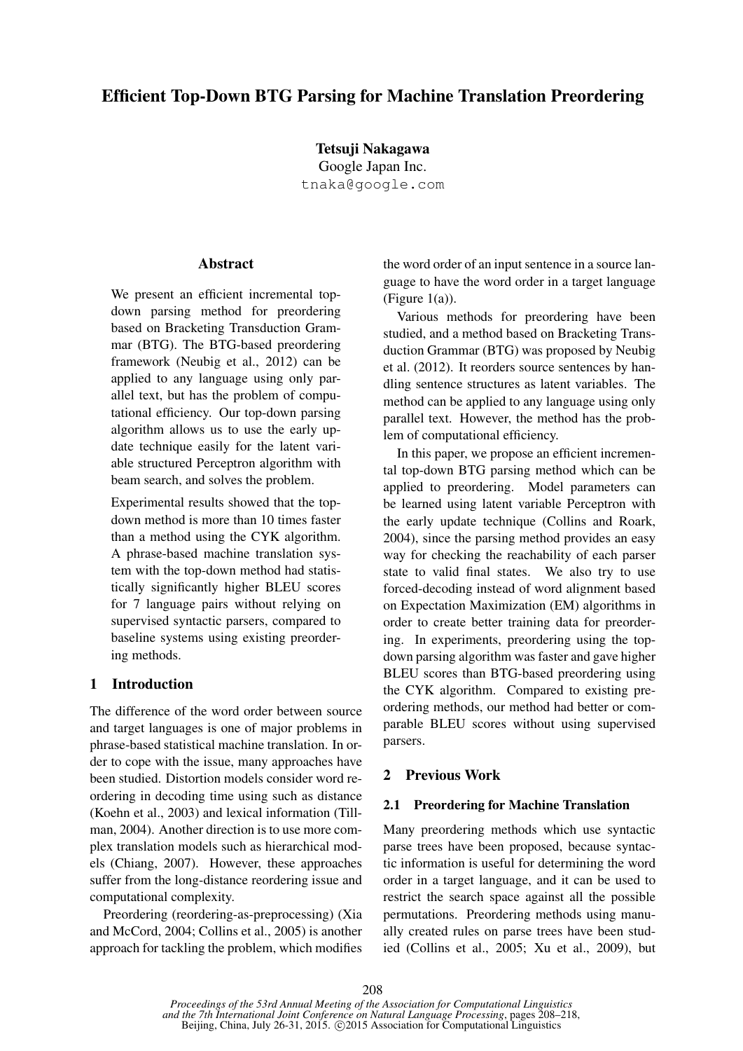# Efficient Top-Down BTG Parsing for Machine Translation Preordering

**Tetsuji Nakagawa**
Google Japan Inc.
tnaka@google.com

## Abstract

We present an efficient incremental top-down parsing method for preordering based on Bracketing Transduction Grammar (BTG). The BTG-based preordering framework (Neubig et al., 2012) can be applied to any language using only parallel text, but has the problem of computational efficiency. Our top-down parsing algorithm allows us to use the early update technique easily for the latent variable structured Perceptron algorithm with beam search, and solves the problem.

Experimental results showed that the top-down method is more than 10 times faster than a method using the CYK algorithm. A phrase-based machine translation system with the top-down method had statistically significantly higher BLEU scores for 7 language pairs without relying on supervised syntactic parsers, compared to baseline systems using existing preordering methods.

## 1 Introduction

The difference of the word order between source and target languages is one of major problems in phrase-based statistical machine translation. In order to cope with the issue, many approaches have been studied. Distortion models consider word reordering in decoding time using such as distance (Koehn et al., 2003) and lexical information (Tillman, 2004). Another direction is to use more complex translation models such as hierarchical models (Chiang, 2007). However, these approaches suffer from the long-distance reordering issue and computational complexity.

Preordering (reordering-as-preprocessing) (Xia and McCord, 2004; Collins et al., 2005) is another approach for tackling the problem, which modifies the word order of an input sentence in a source language to have the word order in a target language (Figure 1(a)).

Various methods for preordering have been studied, and a method based on Bracketing Transduction Grammar (BTG) was proposed by Neubig et al. (2012). It reorders source sentences by handling sentence structures as latent variables. The method can be applied to any language using only parallel text. However, the method has the problem of computational efficiency.

In this paper, we propose an efficient incremental top-down BTG parsing method which can be applied to preordering. Model parameters can be learned using latent variable Perceptron with the early update technique (Collins and Roark, 2004), since the parsing method provides an easy way for checking the reachability of each parser state to valid final states. We also try to use forced-decoding instead of word alignment based on Expectation Maximization (EM) algorithms in order to create better training data for preordering. In experiments, preordering using the top-down parsing algorithm was faster and gave higher BLEU scores than BTG-based preordering using the CYK algorithm. Compared to existing preordering methods, our method had better or comparable BLEU scores without using supervised parsers.

## 2 Previous Work

### 2.1 Preordering for Machine Translation

Many preordering methods which use syntactic parse trees have been proposed, because syntactic information is useful for determining the word order in a target language, and it can be used to restrict the search space against all the possible permutations. Preordering methods using manually created rules on parse trees have been studied (Collins et al., 2005; Xu et al., 2009), but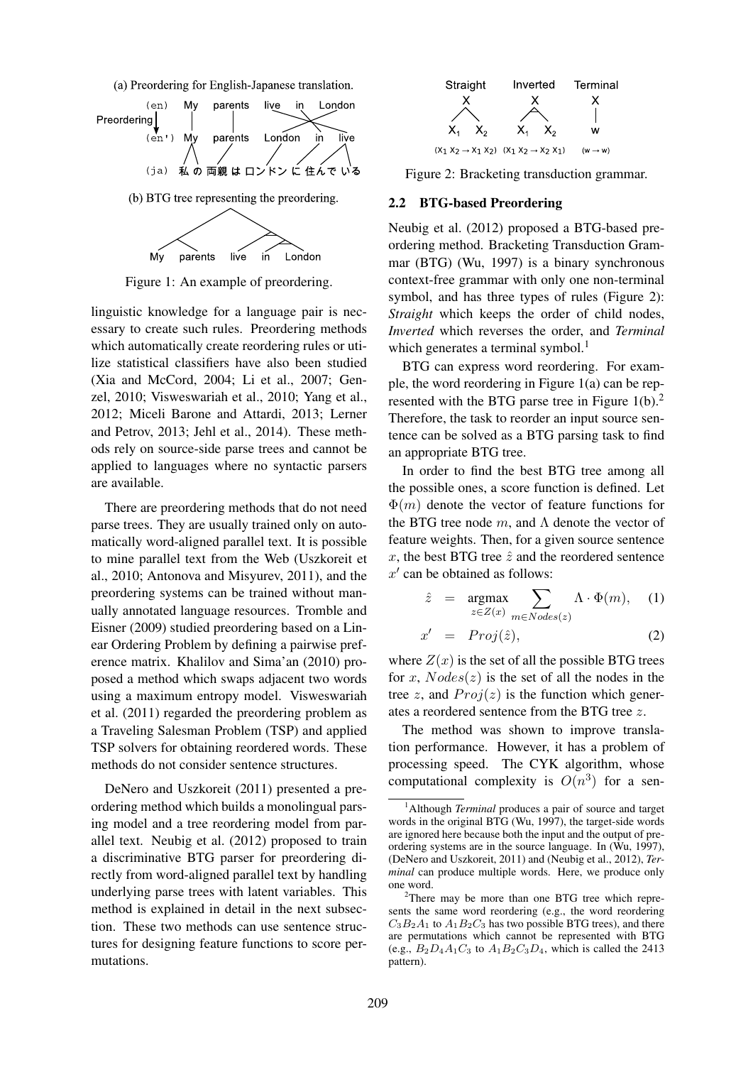(a) Preordering for English-Japanese translation.

(b) BTG tree representing the preordering.

Figure 1: An example of preordering.

linguistic knowledge for a language pair is necessary to create such rules. Preordering methods which automatically create reordering rules or utilize statistical classifiers have also been studied (Xia and McCord, 2004; Li et al., 2007; Genzel, 2010; Visweswariah et al., 2010; Yang et al., 2012; Miceli Barone and Attardi, 2013; Lerner and Petrov, 2013; Jehl et al., 2014). These methods rely on source-side parse trees and cannot be applied to languages where no syntactic parsers are available.

There are preordering methods that do not need parse trees. They are usually trained only on automatically word-aligned parallel text. It is possible to mine parallel text from the Web (Uszkoreit et al., 2010; Antonova and Misyurev, 2011), and the preordering systems can be trained without manually annotated language resources. Tromble and Eisner (2009) studied preordering based on a Linear Ordering Problem by defining a pairwise preference matrix. Khalilov and Sima'an (2010) proposed a method which swaps adjacent two words using a maximum entropy model. Visweswariah et al. (2011) regarded the preordering problem as a Traveling Salesman Problem (TSP) and applied TSP solvers for obtaining reordered words. These methods do not consider sentence structures.

DeNero and Uszkoreit (2011) presented a preordering method which builds a monolingual parsing model and a tree reordering model from parallel text. Neubig et al. (2012) proposed to train a discriminative BTG parser for preordering directly from word-aligned parallel text by handling underlying parse trees with latent variables. This method is explained in detail in the next subsection. These two methods can use sentence structures for designing feature functions to score permutations.

Figure 2: Bracketing transduction grammar.

### 2.2 BTG-based Preordering

Neubig et al. (2012) proposed a BTG-based preordering method. Bracketing Transduction Grammar (BTG) (Wu, 1997) is a binary synchronous context-free grammar with only one non-terminal symbol, and has three types of rules (Figure 2): *Straight* which keeps the order of child nodes, *Inverted* which reverses the order, and *Terminal* which generates a terminal symbol.[1]

BTG can express word reordering. For example, the word reordering in Figure 1(a) can be represented with the BTG parse tree in Figure 1(b).[2] Therefore, the task to reorder an input source sentence can be solved as a BTG parsing task to find an appropriate BTG tree.

In order to find the best BTG tree among all the possible ones, a score function is defined. Let $\Phi(m)$ denote the vector of feature functions for the BTG tree node $m$, and $\Lambda$ denote the vector of feature weights. Then, for a given source sentence $x$, the best BTG tree $\hat{z}$ and the reordered sentence $x'$ can be obtained as follows:

$$\hat{z} = \operatorname*{argmax}_{z \in Z(x)} \sum_{m \in Nodes(z)} \Lambda \cdot \Phi(m), \quad (1)$$

$$x' = Proj(\hat{z}), \quad (2)$$

where $Z(x)$ is the set of all the possible BTG trees for $x$, $Nodes(z)$ is the set of all the nodes in the tree $z$, and $Proj(z)$ is the function which generates a reordered sentence from the BTG tree $z$.

The method was shown to improve translation performance. However, it has a problem of processing speed. The CYK algorithm, whose computational complexity is $O(n^3)$ for a sen-

[1] Although *Terminal* produces a pair of source and target words in the original BTG (Wu, 1997), the target-side words are ignored here because both the input and the output of preordering systems are in the source language. In (Wu, 1997), (DeNero and Uszkoreit, 2011) and (Neubig et al., 2012), *Terminal* can produce multiple words. Here, we produce only one word.

[2] There may be more than one BTG tree which represents the same word reordering (e.g., the word reordering $C_3B_2A_1$ to $A_1B_2C_3$ has two possible BTG trees), and there are permutations which cannot be represented with BTG (e.g., $B_2D_4A_1C_3$ to $A_1B_2C_3D_4$, which is called the 2413 pattern).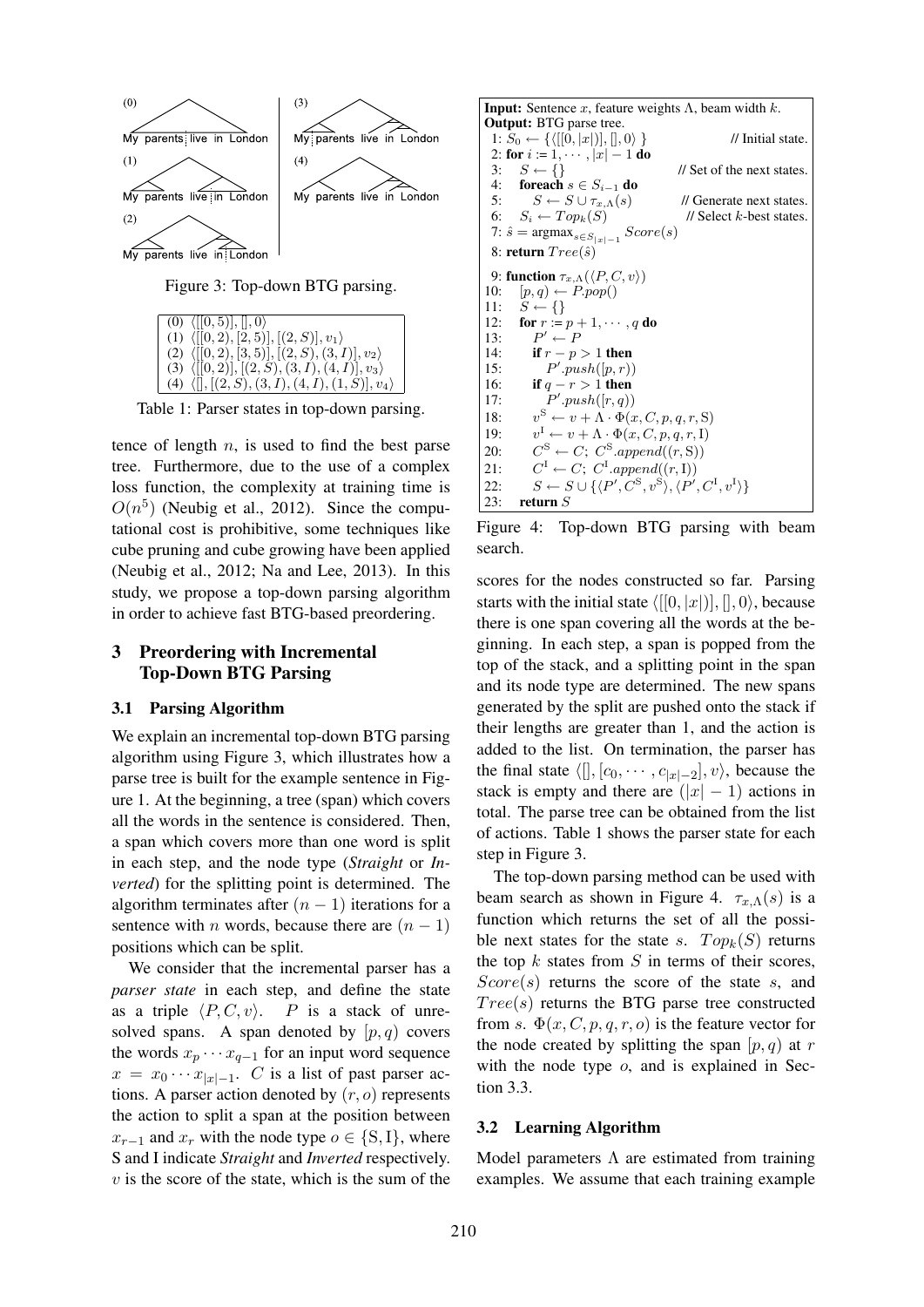(0) My parents ⋮ live in London

(1) My parents live ⋮ in London

(2) My parents live in ⋮ London

(3) My ⋮ parents live in London

(4) My parents live in London

Figure 3: Top-down BTG parsing.

| |
|---|
| (0) $\langle [[0,5)], [], 0 \rangle$ |
| (1) $\langle [[0,2), [2,5)], [(2,S)], v_1 \rangle$ |
| (2) $\langle [[0,2), [3,5)], [(2,S),(3,I)], v_2 \rangle$ |
| (3) $\langle [[0,2)], [(2,S),(3,I),(4,I)], v_3 \rangle$ |
| (4) $\langle [], [(2,S),(3,I),(4,I),(1,S)], v_4 \rangle$ |

Table 1: Parser states in top-down parsing.

tence of length $n$, is used to find the best parse tree. Furthermore, due to the use of a complex loss function, the complexity at training time is $O(n^5)$ (Neubig et al., 2012). Since the computational cost is prohibitive, some techniques like cube pruning and cube growing have been applied (Neubig et al., 2012; Na and Lee, 2013). In this study, we propose a top-down parsing algorithm in order to achieve fast BTG-based preordering.

## 3 Preordering with Incremental Top-Down BTG Parsing

### 3.1 Parsing Algorithm

We explain an incremental top-down BTG parsing algorithm using Figure 3, which illustrates how a parse tree is built for the example sentence in Figure 1. At the beginning, a tree (span) which covers all the words in the sentence is considered. Then, a span which covers more than one word is split in each step, and the node type (*Straight* or *Inverted*) for the splitting point is determined. The algorithm terminates after $(n-1)$ iterations for a sentence with $n$ words, because there are $(n-1)$ positions which can be split.

We consider that the incremental parser has a *parser state* in each step, and define the state as a triple $\langle P, C, v \rangle$. $P$ is a stack of unresolved spans. A span denoted by $[p,q)$ covers the words $x_p \cdots x_{q-1}$ for an input word sequence $x = x_0 \cdots x_{|x|-1}$. $C$ is a list of past parser actions. A parser action denoted by $(r, o)$ represents the action to split a span at the position between $x_{r-1}$ and $x_r$ with the node type $o \in \{\mathrm{S}, \mathrm{I}\}$, where S and I indicate *Straight* and *Inverted* respectively. $v$ is the score of the state, which is the sum of the scores for the nodes constructed so far. Parsing starts with the initial state $\langle [[0,|x|)], [], 0 \rangle$, because there is one span covering all the words at the beginning. In each step, a span is popped from the top of the stack, and a splitting point in the span and its node type are determined. The new spans generated by the split are pushed onto the stack if their lengths are greater than 1, and the action is added to the list. On termination, the parser has the final state $\langle [], [c_0, \cdots, c_{|x|-2}], v \rangle$, because the stack is empty and there are $(|x|-1)$ actions in total. The parse tree can be obtained from the list of actions. Table 1 shows the parser state for each step in Figure 3.

```
Input: Sentence x, feature weights Λ, beam width k.
Output: BTG parse tree.
 1: S_0 ← {⟨[[0,|x|)], [], 0⟩}                  // Initial state.
 2: for i := 1, ..., |x| − 1 do
 3:   S ← {}                                   // Set of the next states.
 4:   foreach s ∈ S_{i−1} do
 5:     S ← S ∪ τ_{x,Λ}(s)                     // Generate next states.
 6:   S_i ← Top_k(S)                           // Select k-best states.
 7: ŝ = argmax_{s ∈ S_{|x|−1}} Score(s)
 8: return Tree(ŝ)

 9: function τ_{x,Λ}(⟨P, C, v⟩)
10:   [p,q) ← P.pop()
11:   S ← {}
12:   for r := p+1, ..., q do
13:     P' ← P
14:     if r − p > 1 then
15:       P'.push([p,r))
16:     if q − r > 1 then
17:       P'.push([r,q))
18:     v^S ← v + Λ · Φ(x, C, p, q, r, S)
19:     v^I ← v + Λ · Φ(x, C, p, q, r, I)
20:     C^S ← C; C^S.append((r, S))
21:     C^I ← C; C^I.append((r, I))
22:     S ← S ∪ {⟨P', C^S, v^S⟩, ⟨P', C^I, v^I⟩}
23:   return S
```

Figure 4: Top-down BTG parsing with beam search.

The top-down parsing method can be used with beam search as shown in Figure 4. $\tau_{x,\Lambda}(s)$ is a function which returns the set of all the possible next states for the state $s$. $Top_k(S)$ returns the top $k$ states from $S$ in terms of their scores, $Score(s)$ returns the score of the state $s$, and $Tree(s)$ returns the BTG parse tree constructed from $s$. $\Phi(x, C, p, q, r, o)$ is the feature vector for the node created by splitting the span $[p,q)$ at $r$ with the node type $o$, and is explained in Section 3.3.

### 3.2 Learning Algorithm

Model parameters $\Lambda$ are estimated from training examples. We assume that each training example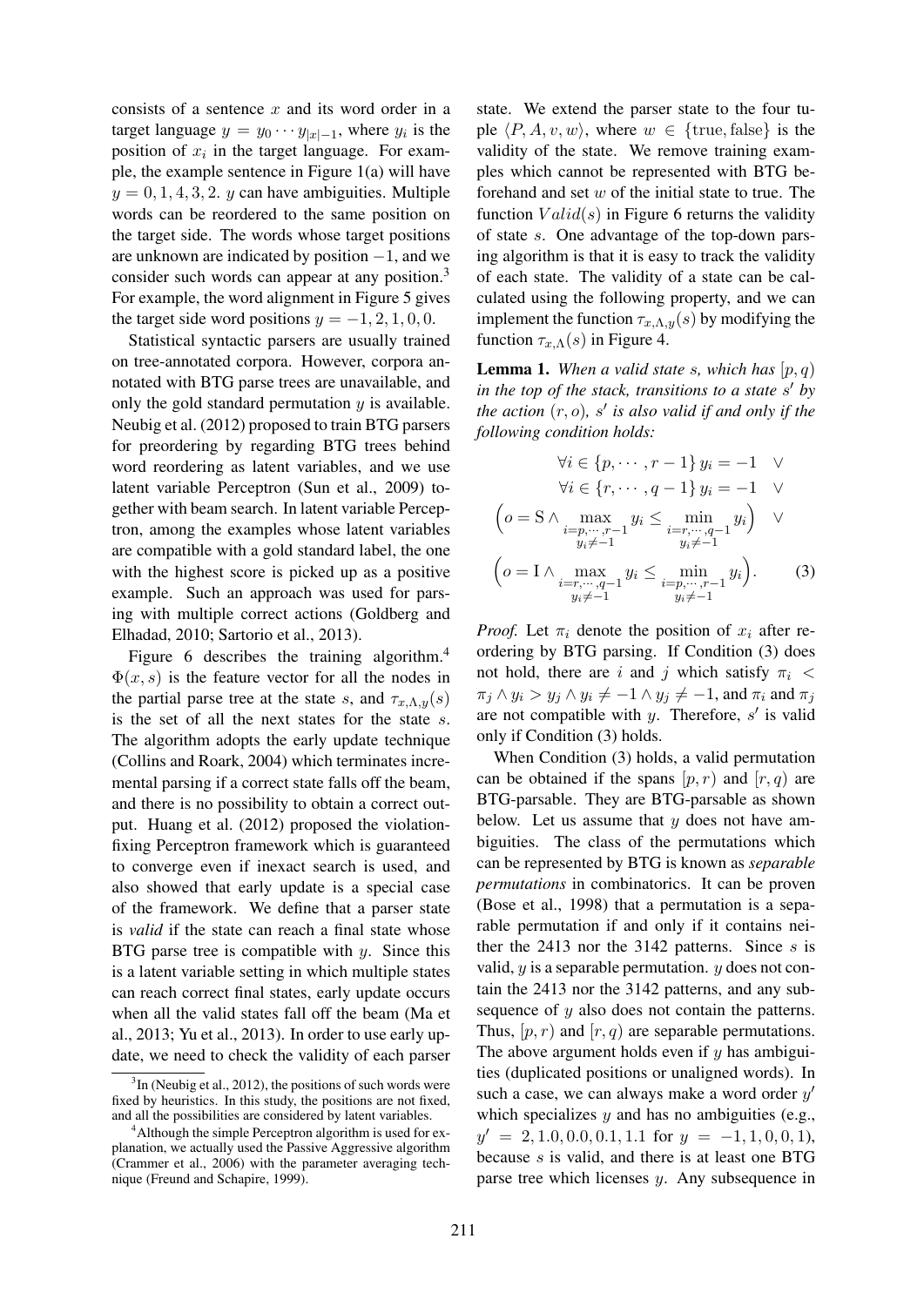consists of a sentence $x$ and its word order in a target language $y = y_0 \cdots y_{|x|-1}$, where $y_i$ is the position of $x_i$ in the target language. For example, the example sentence in Figure 1(a) will have $y = 0, 1, 4, 3, 2$. $y$ can have ambiguities. Multiple words can be reordered to the same position on the target side. The words whose target positions are unknown are indicated by position $-1$, and we consider such words can appear at any position.[3] For example, the word alignment in Figure 5 gives the target side word positions $y = -1, 2, 1, 0, 0$.

Statistical syntactic parsers are usually trained on tree-annotated corpora. However, corpora annotated with BTG parse trees are unavailable, and only the gold standard permutation $y$ is available. Neubig et al. (2012) proposed to train BTG parsers for preordering by regarding BTG trees behind word reordering as latent variables, and we use latent variable Perceptron (Sun et al., 2009) together with beam search. In latent variable Perceptron, among the examples whose latent variables are compatible with a gold standard label, the one with the highest score is picked up as a positive example. Such an approach was used for parsing with multiple correct actions (Goldberg and Elhadad, 2010; Sartorio et al., 2013).

Figure 6 describes the training algorithm.[4] $\Phi(x, s)$ is the feature vector for all the nodes in the partial parse tree at the state $s$, and $\tau_{x,\Lambda,y}(s)$ is the set of all the next states for the state $s$. The algorithm adopts the early update technique (Collins and Roark, 2004) which terminates incremental parsing if a correct state falls off the beam, and there is no possibility to obtain a correct output. Huang et al. (2012) proposed the violation-fixing Perceptron framework which is guaranteed to converge even if inexact search is used, and also showed that early update is a special case of the framework. We define that a parser state is *valid* if the state can reach a final state whose BTG parse tree is compatible with $y$. Since this is a latent variable setting in which multiple states can reach correct final states, early update occurs when all the valid states fall off the beam (Ma et al., 2013; Yu et al., 2013). In order to use early update, we need to check the validity of each parser state. We extend the parser state to the four tuple $\langle P, A, v, w \rangle$, where $w \in \{\text{true}, \text{false}\}$ is the validity of the state. We remove training examples which cannot be represented with BTG beforehand and set $w$ of the initial state to true. The function $Valid(s)$ in Figure 6 returns the validity of state $s$. One advantage of the top-down parsing algorithm is that it is easy to track the validity of each state. The validity of a state can be calculated using the following property, and we can implement the function $\tau_{x,\Lambda,y}(s)$ by modifying the function $\tau_{x,\Lambda}(s)$ in Figure 4.

**Lemma 1.** *When a valid state $s$, which has $[p, q)$ in the top of the stack, transitions to a state $s'$ by the action $(r, o)$, $s'$ is also valid if and only if the following condition holds:*

$$
\begin{aligned}
&\forall i \in \{p, \cdots, r-1\}\; y_i = -1 \quad \vee \\
&\forall i \in \{r, \cdots, q-1\}\; y_i = -1 \quad \vee \\
&\Big(o = \mathrm{S} \wedge \max_{\substack{i=p,\cdots,r-1 \\ y_i \neq -1}} y_i \leq \min_{\substack{i=r,\cdots,q-1 \\ y_i \neq -1}} y_i\Big) \quad \vee \\
&\Big(o = \mathrm{I} \wedge \max_{\substack{i=r,\cdots,q-1 \\ y_i \neq -1}} y_i \leq \min_{\substack{i=p,\cdots,r-1 \\ y_i \neq -1}} y_i\Big). \qquad (3)
\end{aligned}
$$

*Proof.* Let $\pi_i$ denote the position of $x_i$ after reordering by BTG parsing. If Condition (3) does not hold, there are $i$ and $j$ which satisfy $\pi_i < \pi_j \wedge y_i > y_j \wedge y_i \neq -1 \wedge y_j \neq -1$, and $\pi_i$ and $\pi_j$ are not compatible with $y$. Therefore, $s'$ is valid only if Condition (3) holds.

When Condition (3) holds, a valid permutation can be obtained if the spans $[p, r)$ and $[r, q)$ are BTG-parsable. They are BTG-parsable as shown below. Let us assume that $y$ does not have ambiguities. The class of the permutations which can be represented by BTG is known as *separable permutations* in combinatorics. It can be proven (Bose et al., 1998) that a permutation is a separable permutation if and only if it contains neither the 2413 nor the 3142 patterns. Since $s$ is valid, $y$ is a separable permutation. $y$ does not contain the 2413 nor the 3142 patterns, and any subsequence of $y$ also does not contain the patterns. Thus, $[p, r)$ and $[r, q)$ are separable permutations. The above argument holds even if $y$ has ambiguities (duplicated positions or unaligned words). In such a case, we can always make a word order $y'$ which specializes $y$ and has no ambiguities (e.g., $y' = 2, 1.0, 0.0, 0.1, 1.1$ for $y = -1, 1, 0, 0, 1$), because $s$ is valid, and there is at least one BTG parse tree which licenses $y$. Any subsequence in

---

[3] In (Neubig et al., 2012), the positions of such words were fixed by heuristics. In this study, the positions are not fixed, and all the possibilities are considered by latent variables.

[4] Although the simple Perceptron algorithm is used for explanation, we actually used the Passive Aggressive algorithm (Crammer et al., 2006) with the parameter averaging technique (Freund and Schapire, 1999).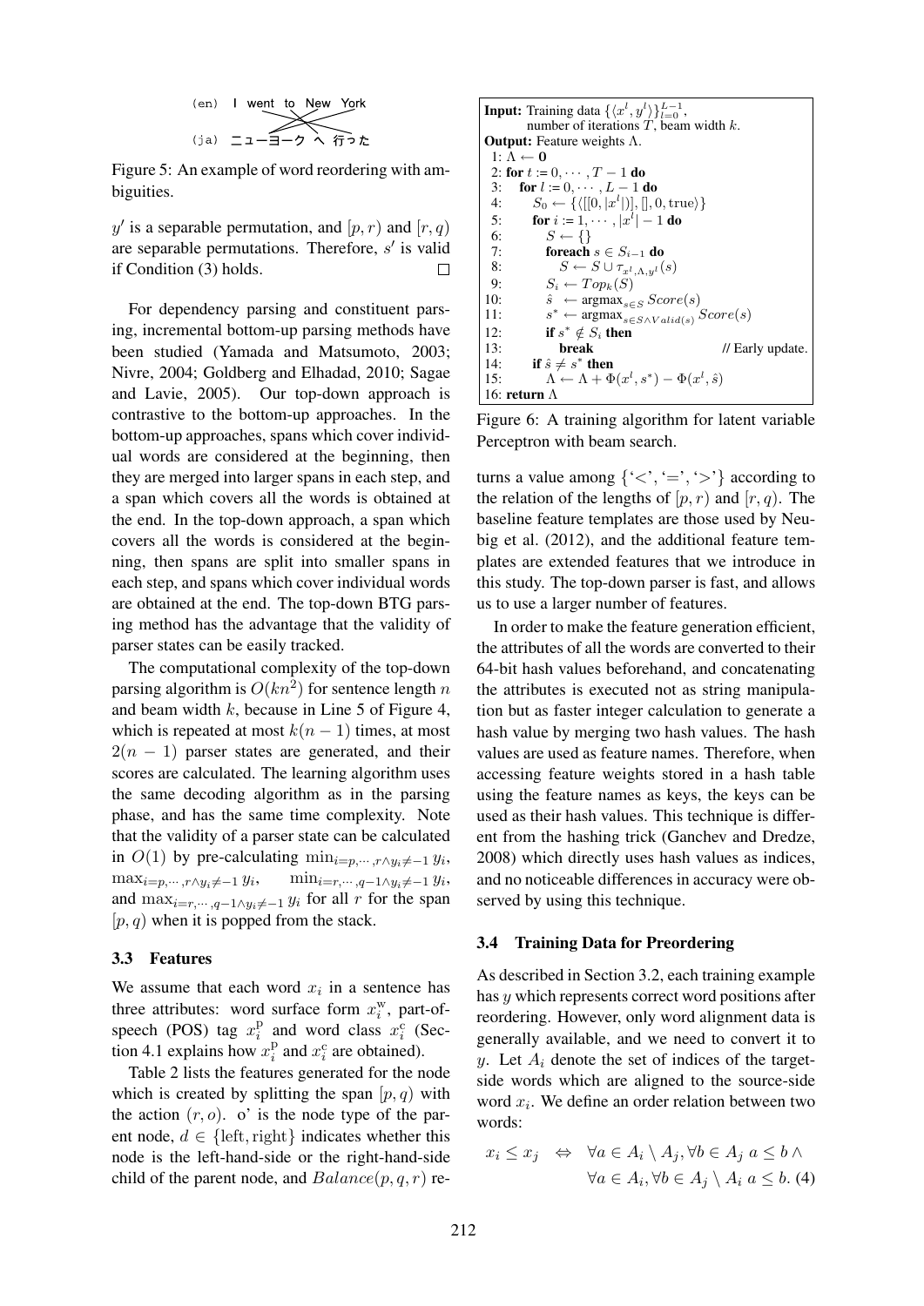(en) I went to New York

(ja) ニューヨーク へ 行った

Figure 5: An example of word reordering with ambiguities.

$y'$ is a separable permutation, and $[p, r)$ and $[r, q)$ are separable permutations. Therefore, $s'$ is valid if Condition (3) holds. □

For dependency parsing and constituent parsing, incremental bottom-up parsing methods have been studied (Yamada and Matsumoto, 2003; Nivre, 2004; Goldberg and Elhadad, 2010; Sagae and Lavie, 2005). Our top-down approach is contrastive to the bottom-up approaches. In the bottom-up approaches, spans which cover individual words are considered at the beginning, then they are merged into larger spans in each step, and a span which covers all the words is obtained at the end. In the top-down approach, a span which covers all the words is considered at the beginning, then spans are split into smaller spans in each step, and spans which cover individual words are obtained at the end. The top-down BTG parsing method has the advantage that the validity of parser states can be easily tracked.

The computational complexity of the top-down parsing algorithm is $O(kn^2)$ for sentence length $n$ and beam width $k$, because in Line 5 of Figure 4, which is repeated at most $k(n-1)$ times, at most $2(n-1)$ parser states are generated, and their scores are calculated. The learning algorithm uses the same decoding algorithm as in the parsing phase, and has the same time complexity. Note that the validity of a parser state can be calculated in $O(1)$ by pre-calculating $\min_{i=p,\cdots,r \wedge y_i \neq -1} y_i$, $\max_{i=p,\cdots,r \wedge y_i \neq -1} y_i$, $\min_{i=r,\cdots,q-1 \wedge y_i \neq -1} y_i$, and $\max_{i=r,\cdots,q-1 \wedge y_i \neq -1} y_i$ for all $r$ for the span $[p, q)$ when it is popped from the stack.

### 3.3 Features

We assume that each word $x_i$ in a sentence has three attributes: word surface form $x_i^{\mathrm{w}}$, part-of-speech (POS) tag $x_i^{\mathrm{p}}$ and word class $x_i^{\mathrm{c}}$ (Section 4.1 explains how $x_i^{\mathrm{p}}$ and $x_i^{\mathrm{c}}$ are obtained).

Table 2 lists the features generated for the node which is created by splitting the span $[p, q)$ with the action $(r, o)$. o' is the node type of the parent node, $d \in \{\text{left}, \text{right}\}$ indicates whether this node is the left-hand-side or the right-hand-side child of the parent node, and $Balance(p, q, r)$ returns a value among {'<', '=', '>'} according to the relation of the lengths of $[p, r)$ and $[r, q)$. The baseline feature templates are those used by Neubig et al. (2012), and the additional feature templates are extended features that we introduce in this study. The top-down parser is fast, and allows us to use a larger number of features.

In order to make the feature generation efficient, the attributes of all the words are converted to their 64-bit hash values beforehand, and concatenating the attributes is executed not as string manipulation but as faster integer calculation to generate a hash value by merging two hash values. The hash values are used as feature names. Therefore, when accessing feature weights stored in a hash table using the feature names as keys, the keys can be used as their hash values. This technique is different from the hashing trick (Ganchev and Dredze, 2008) which directly uses hash values as indices, and no noticeable differences in accuracy were observed by using this technique.

```
Input: Training data {⟨x^l, y^l⟩}_{l=0}^{L-1},
       number of iterations T, beam width k.
Output: Feature weights Λ.
 1: Λ ← 0
 2: for t := 0, ··· , T − 1 do
 3:   for l := 0, ··· , L − 1 do
 4:     S_0 ← {⟨[[0, |x^l|)], [], 0, true⟩}
 5:     for i := 1, ··· , |x^l| − 1 do
 6:       S ← {}
 7:       foreach s ∈ S_{i−1} do
 8:         S ← S ∪ τ_{x^l,Λ,y^l}(s)
 9:       S_i ← Top_k(S)
10:       ŝ ← argmax_{s∈S} Score(s)
11:       s* ← argmax_{s∈S∧Valid(s)} Score(s)
12:       if s* ∉ S_i then
13:         break                          // Early update.
14:     if ŝ ≠ s* then
15:       Λ ← Λ + Φ(x^l, s*) − Φ(x^l, ŝ)
16: return Λ
```

Figure 6: A training algorithm for latent variable Perceptron with beam search.

### 3.4 Training Data for Preordering

As described in Section 3.2, each training example has $y$ which represents correct word positions after reordering. However, only word alignment data is generally available, and we need to convert it to $y$. Let $A_i$ denote the set of indices of the target-side words which are aligned to the source-side word $x_i$. We define an order relation between two words:

$$x_i \leq x_j \quad \Leftrightarrow \quad \forall a \in A_i \setminus A_j, \forall b \in A_j \; a \leq b \; \wedge \\ \forall a \in A_i, \forall b \in A_j \setminus A_i \; a \leq b. \quad (4)$$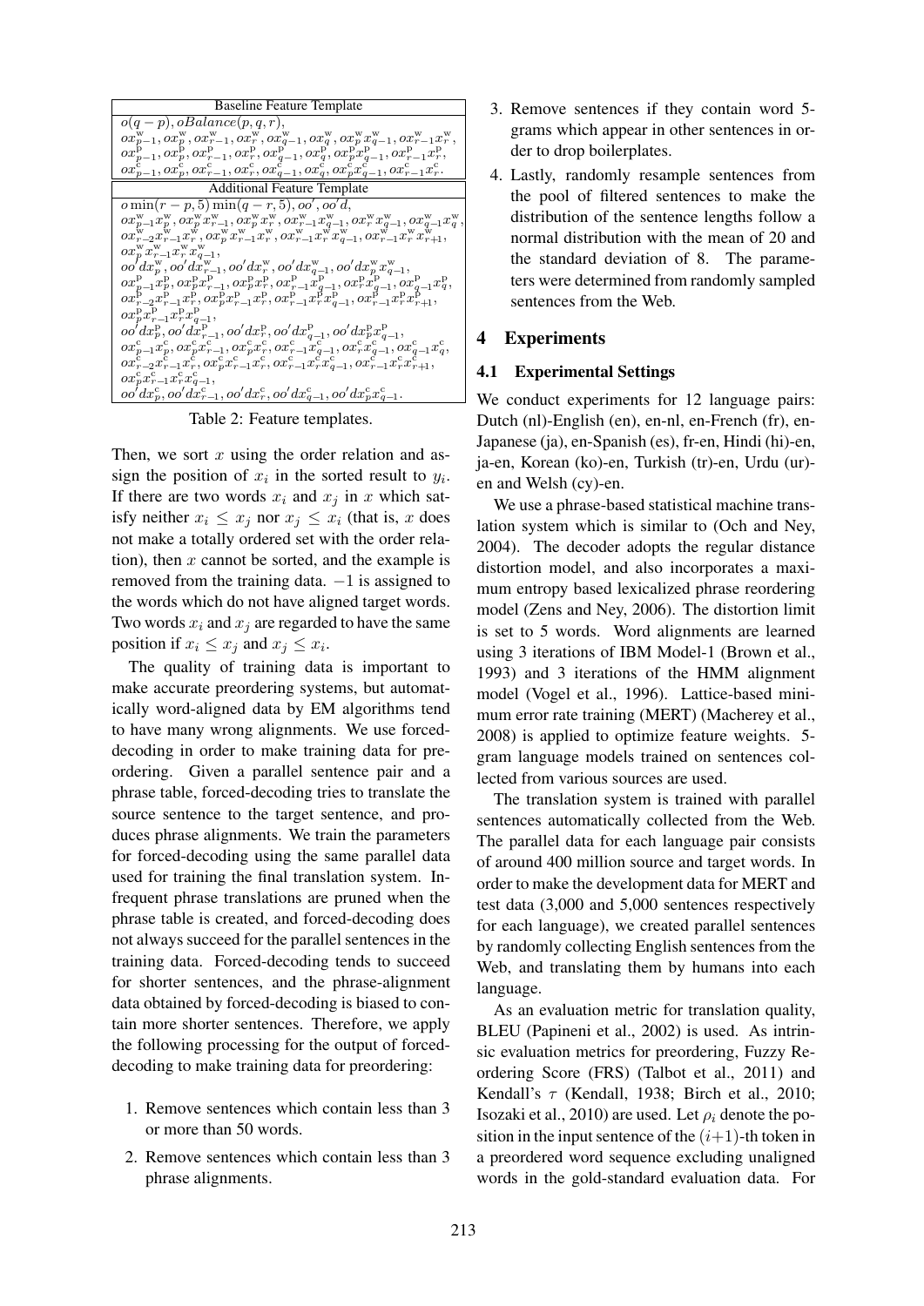| Baseline Feature Template |
|---|
| $o(q-p), oBalance(p,q,r),$ |
| $ox^{\rm w}_{p-1}, ox^{\rm w}_{p}, ox^{\rm w}_{r-1}, ox^{\rm w}_{r}, ox^{\rm w}_{q-1}, ox^{\rm w}_{q}, ox^{\rm w}_{p}x^{\rm w}_{q-1}, ox^{\rm w}_{r-1}x^{\rm w}_{r},$ |
| $ox^{\rm p}_{p-1}, ox^{\rm p}_{p}, ox^{\rm p}_{r-1}, ox^{\rm p}_{r}, ox^{\rm p}_{q-1}, ox^{\rm p}_{q}, ox^{\rm p}_{p}x^{\rm p}_{q-1}, ox^{\rm p}_{r-1}x^{\rm p}_{r},$ |
| $ox^{\rm c}_{p-1}, ox^{\rm c}_{p}, ox^{\rm c}_{r-1}, ox^{\rm c}_{r}, ox^{\rm c}_{q-1}, ox^{\rm c}_{q}, ox^{\rm c}_{p}x^{\rm c}_{q-1}, ox^{\rm c}_{r-1}x^{\rm c}_{r}.$ |
| **Additional Feature Template** |
| $o\min(r-p,5)\min(q-r,5), oo', oo'd,$ |
| $ox^{\rm w}_{p-1}x^{\rm w}_{p}, ox^{\rm w}_{p}x^{\rm w}_{r-1}, ox^{\rm w}_{p}x^{\rm w}_{r}, ox^{\rm w}_{r-1}x^{\rm w}_{q-1}, ox^{\rm w}_{r}x^{\rm w}_{q-1}, ox^{\rm w}_{q-1}x^{\rm w}_{q},$ |
| $ox^{\rm w}_{r-2}x^{\rm w}_{r-1}x^{\rm w}_{r}, ox^{\rm w}_{p}x^{\rm w}_{r-1}x^{\rm w}_{r}, ox^{\rm w}_{r-1}x^{\rm w}_{r}x^{\rm w}_{q-1}, ox^{\rm w}_{r-1}x^{\rm w}_{r}x^{\rm w}_{r+1},$ |
| $ox^{\rm w}_{p}x^{\rm w}_{r-1}x^{\rm w}_{r}x^{\rm w}_{q-1},$ |
| $oo'dx^{\rm w}_{p}, oo'dx^{\rm w}_{r-1}, oo'dx^{\rm w}_{r}, oo'dx^{\rm w}_{q-1}, oo'dx^{\rm w}_{p}x^{\rm w}_{q-1},$ |
| $ox^{\rm p}_{p-1}x^{\rm p}_{p}, ox^{\rm p}_{p}x^{\rm p}_{r-1}, ox^{\rm p}_{p}x^{\rm p}_{r}, ox^{\rm p}_{r-1}x^{\rm p}_{q-1}, ox^{\rm p}_{r}x^{\rm p}_{q-1}, ox^{\rm p}_{q-1}x^{\rm p}_{q},$ |
| $ox^{\rm p}_{r-2}x^{\rm p}_{r-1}x^{\rm p}_{r}, ox^{\rm p}_{p}x^{\rm p}_{r-1}x^{\rm p}_{r}, ox^{\rm p}_{r-1}x^{\rm p}_{r}x^{\rm p}_{q-1}, ox^{\rm p}_{r-1}x^{\rm p}_{r}x^{\rm p}_{r+1},$ |
| $ox^{\rm p}_{p}x^{\rm p}_{r-1}x^{\rm p}_{r}x^{\rm p}_{q-1},$ |
| $oo'dx^{\rm p}_{p}, oo'dx^{\rm p}_{r-1}, oo'dx^{\rm p}_{r}, oo'dx^{\rm p}_{q-1}, oo'dx^{\rm p}_{p}x^{\rm p}_{q-1},$ |
| $ox^{\rm c}_{p-1}x^{\rm c}_{p}, ox^{\rm c}_{p}x^{\rm c}_{r-1}, ox^{\rm c}_{p}x^{\rm c}_{r}, ox^{\rm c}_{r-1}x^{\rm c}_{q-1}, ox^{\rm c}_{r}x^{\rm c}_{q-1}, ox^{\rm c}_{q-1}x^{\rm c}_{q},$ |
| $ox^{\rm c}_{r-2}x^{\rm c}_{r-1}x^{\rm c}_{r}, ox^{\rm c}_{p}x^{\rm c}_{r-1}x^{\rm c}_{r}, ox^{\rm c}_{r-1}x^{\rm c}_{r}x^{\rm c}_{q-1}, ox^{\rm c}_{r-1}x^{\rm c}_{r}x^{\rm c}_{r+1},$ |
| $ox^{\rm c}_{p}x^{\rm c}_{r-1}x^{\rm c}_{r}x^{\rm c}_{q-1},$ |
| $oo'dx^{\rm c}_{p}, oo'dx^{\rm c}_{r-1}, oo'dx^{\rm c}_{r}, oo'dx^{\rm c}_{q-1}, oo'dx^{\rm c}_{p}x^{\rm c}_{q-1}.$ |

Table 2: Feature templates.

Then, we sort $x$ using the order relation and assign the position of $x_i$ in the sorted result to $y_i$. If there are two words $x_i$ and $x_j$ in $x$ which satisfy neither $x_i \leq x_j$ nor $x_j \leq x_i$ (that is, $x$ does not make a totally ordered set with the order relation), then $x$ cannot be sorted, and the example is removed from the training data. $-1$ is assigned to the words which do not have aligned target words. Two words $x_i$ and $x_j$ are regarded to have the same position if $x_i \leq x_j$ and $x_j \leq x_i$.

The quality of training data is important to make accurate preordering systems, but automatically word-aligned data by EM algorithms tend to have many wrong alignments. We use forced-decoding in order to make training data for preordering. Given a parallel sentence pair and a phrase table, forced-decoding tries to translate the source sentence to the target sentence, and produces phrase alignments. We train the parameters for forced-decoding using the same parallel data used for training the final translation system. Infrequent phrase translations are pruned when the phrase table is created, and forced-decoding does not always succeed for the parallel sentences in the training data. Forced-decoding tends to succeed for shorter sentences, and the phrase-alignment data obtained by forced-decoding is biased to contain more shorter sentences. Therefore, we apply the following processing for the output of forced-decoding to make training data for preordering:

1. Remove sentences which contain less than 3 or more than 50 words.
2. Remove sentences which contain less than 3 phrase alignments.
3. Remove sentences if they contain word 5-grams which appear in other sentences in order to drop boilerplates.
4. Lastly, randomly resample sentences from the pool of filtered sentences to make the distribution of the sentence lengths follow a normal distribution with the mean of 20 and the standard deviation of 8. The parameters were determined from randomly sampled sentences from the Web.

## 4 Experiments

### 4.1 Experimental Settings

We conduct experiments for 12 language pairs: Dutch (nl)-English (en), en-nl, en-French (fr), en-Japanese (ja), en-Spanish (es), fr-en, Hindi (hi)-en, ja-en, Korean (ko)-en, Turkish (tr)-en, Urdu (ur)-en and Welsh (cy)-en.

We use a phrase-based statistical machine translation system which is similar to (Och and Ney, 2004). The decoder adopts the regular distance distortion model, and also incorporates a maximum entropy based lexicalized phrase reordering model (Zens and Ney, 2006). The distortion limit is set to 5 words. Word alignments are learned using 3 iterations of IBM Model-1 (Brown et al., 1993) and 3 iterations of the HMM alignment model (Vogel et al., 1996). Lattice-based minimum error rate training (MERT) (Macherey et al., 2008) is applied to optimize feature weights. 5-gram language models trained on sentences collected from various sources are used.

The translation system is trained with parallel sentences automatically collected from the Web. The parallel data for each language pair consists of around 400 million source and target words. In order to make the development data for MERT and test data (3,000 and 5,000 sentences respectively for each language), we created parallel sentences by randomly collecting English sentences from the Web, and translating them by humans into each language.

As an evaluation metric for translation quality, BLEU (Papineni et al., 2002) is used. As intrinsic evaluation metrics for preordering, Fuzzy Reordering Score (FRS) (Talbot et al., 2011) and Kendall's $\tau$ (Kendall, 1938; Birch et al., 2010; Isozaki et al., 2010) are used. Let $\rho_i$ denote the position in the input sentence of the $(i+1)$-th token in a preordered word sequence excluding unaligned words in the gold-standard evaluation data. For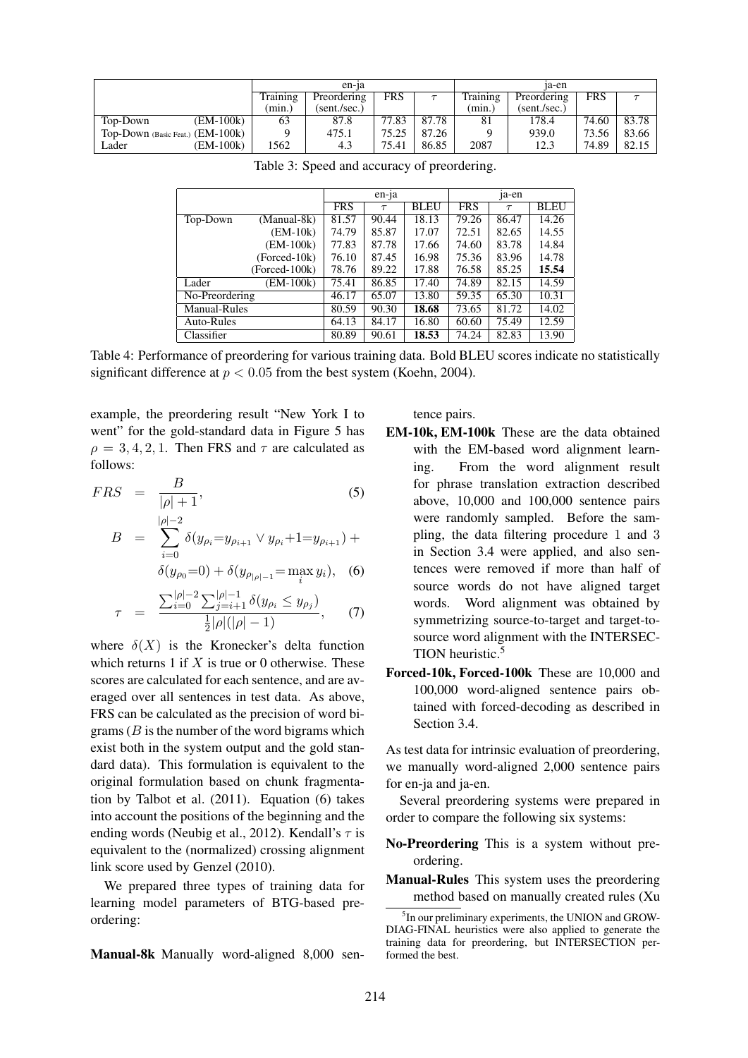| | en-ja | | | | ja-en | | | |
|---|---|---|---|---|---|---|---|---|
| | Training (min.) | Preordering (sent./sec.) | FRS | $\tau$ | Training (min.) | Preordering (sent./sec.) | FRS | $\tau$ |
| Top-Down (EM-100k) | 63 | 87.8 | 77.83 | 87.78 | 81 | 178.4 | 74.60 | 83.78 |
| Top-Down (Basic Feat.) (EM-100k) | 9 | 475.1 | 75.25 | 87.26 | 9 | 939.0 | 73.56 | 83.66 |
| Lader (EM-100k) | 1562 | 4.3 | 75.41 | 86.85 | 2087 | 12.3 | 74.89 | 82.15 |

Table 3: Speed and accuracy of preordering.

| | en-ja | | | ja-en | | |
|---|---|---|---|---|---|---|
| | FRS | $\tau$ | BLEU | FRS | $\tau$ | BLEU |
| Top-Down (Manual-8k) | 81.57 | 90.44 | 18.13 | 79.26 | 86.47 | 14.26 |
| (EM-10k) | 74.79 | 85.87 | 17.07 | 72.51 | 82.65 | 14.55 |
| (EM-100k) | 77.83 | 87.78 | 17.66 | 74.60 | 83.78 | 14.84 |
| (Forced-10k) | 76.10 | 87.45 | 16.98 | 75.36 | 83.96 | 14.78 |
| (Forced-100k) | 78.76 | 89.22 | 17.88 | 76.58 | 85.25 | **15.54** |
| Lader (EM-100k) | 75.41 | 86.85 | 17.40 | 74.89 | 82.15 | 14.59 |
| No-Preordering | 46.17 | 65.07 | 13.80 | 59.35 | 65.30 | 10.31 |
| Manual-Rules | 80.59 | 90.30 | **18.68** | 73.65 | 81.72 | 14.02 |
| Auto-Rules | 64.13 | 84.17 | 16.80 | 60.60 | 75.49 | 12.59 |
| Classifier | 80.89 | 90.61 | **18.53** | 74.24 | 82.83 | 13.90 |

Table 4: Performance of preordering for various training data. Bold BLEU scores indicate no statistically significant difference at $p < 0.05$ from the best system (Koehn, 2004).

example, the preordering result "New York I to went" for the gold-standard data in Figure 5 has $\rho = 3, 4, 2, 1$. Then FRS and $\tau$ are calculated as follows:

$$FRS = \frac{B}{|\rho| + 1}, \quad (5)$$

$$B = \sum_{i=0}^{|\rho|-2} \delta(y_{\rho_i}{=}y_{\rho_{i+1}} \vee y_{\rho_i}{+}1{=}y_{\rho_{i+1}}) + \delta(y_{\rho_0}{=}0) + \delta(y_{\rho_{|\rho|-1}}{=}\max_i y_i), \quad (6)$$

$$\tau = \frac{\sum_{i=0}^{|\rho|-2} \sum_{j=i+1}^{|\rho|-1} \delta(y_{\rho_i} \leq y_{\rho_j})}{\frac{1}{2}|\rho|(|\rho|-1)}, \quad (7)$$

where $\delta(X)$ is the Kronecker's delta function which returns 1 if $X$ is true or 0 otherwise. These scores are calculated for each sentence, and are averaged over all sentences in test data. As above, FRS can be calculated as the precision of word bigrams ($B$ is the number of the word bigrams which exist both in the system output and the gold standard data). This formulation is equivalent to the original formulation based on chunk fragmentation by Talbot et al. (2011). Equation (6) takes into account the positions of the beginning and the ending words (Neubig et al., 2012). Kendall's $\tau$ is equivalent to the (normalized) crossing alignment link score used by Genzel (2010).

We prepared three types of training data for learning model parameters of BTG-based preordering:

**Manual-8k** Manually word-aligned 8,000 sentence pairs.

**EM-10k, EM-100k** These are the data obtained with the EM-based word alignment learning. From the word alignment result for phrase translation extraction described above, 10,000 and 100,000 sentence pairs were randomly sampled. Before the sampling, the data filtering procedure 1 and 3 in Section 3.4 were applied, and also sentences were removed if more than half of source words do not have aligned target words. Word alignment was obtained by symmetrizing source-to-target and target-to-source word alignment with the INTERSECTION heuristic.[5]

**Forced-10k, Forced-100k** These are 10,000 and 100,000 word-aligned sentence pairs obtained with forced-decoding as described in Section 3.4.

As test data for intrinsic evaluation of preordering, we manually word-aligned 2,000 sentence pairs for en-ja and ja-en.

Several preordering systems were prepared in order to compare the following six systems:

**No-Preordering** This is a system without preordering.

**Manual-Rules** This system uses the preordering method based on manually created rules (Xu

[5] In our preliminary experiments, the UNION and GROW-DIAG-FINAL heuristics were also applied to generate the training data for preordering, but INTERSECTION performed the best.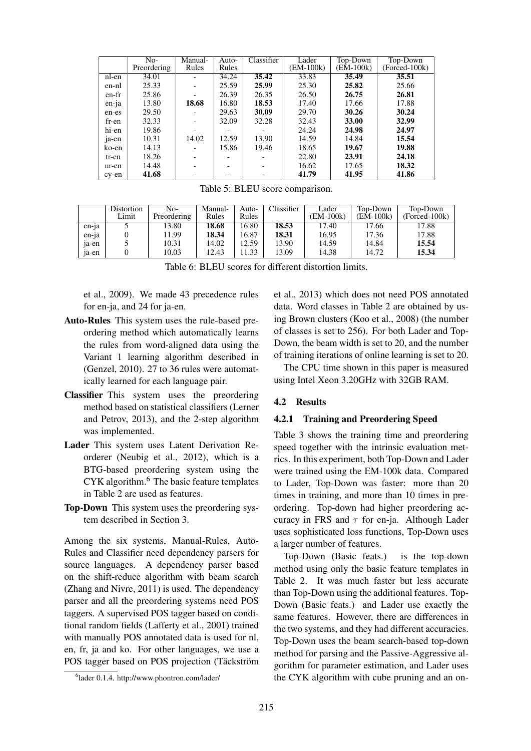| | No-Preordering | Manual-Rules | Auto-Rules | Classifier | Lader (EM-100k) | Top-Down (EM-100k) | Top-Down (Forced-100k) |
|---|---|---|---|---|---|---|---|
| nl-en | 34.01 | - | 34.24 | **35.42** | 33.83 | **35.49** | **35.51** |
| en-nl | 25.33 | - | 25.59 | **25.99** | 25.30 | **25.82** | 25.66 |
| en-fr | 25.86 | - | 26.39 | 26.35 | 26.50 | **26.75** | **26.81** |
| en-ja | 13.80 | **18.68** | 16.80 | **18.53** | 17.40 | 17.66 | 17.88 |
| en-es | 29.50 | - | 29.63 | **30.09** | 29.70 | **30.26** | **30.24** |
| fr-en | 32.33 | - | 32.09 | 32.28 | 32.43 | **33.00** | **32.99** |
| hi-en | 19.86 | - | - | - | 24.24 | **24.98** | **24.97** |
| ja-en | 10.31 | 14.02 | 12.59 | 13.90 | 14.59 | 14.84 | **15.54** |
| ko-en | 14.13 | - | 15.86 | 19.46 | 18.65 | **19.67** | **19.88** |
| tr-en | 18.26 | - | - | - | 22.80 | **23.91** | **24.18** |
| ur-en | 14.48 | - | - | - | 16.62 | 17.65 | **18.32** |
| cy-en | **41.68** | - | - | - | **41.79** | **41.95** | **41.86** |

Table 5: BLEU score comparison.

| | Distortion Limit | No-Preordering | Manual-Rules | Auto-Rules | Classifier | Lader (EM-100k) | Top-Down (EM-100k) | Top-Down (Forced-100k) |
|---|---|---|---|---|---|---|---|---|
| en-ja | 5 | 13.80 | **18.68** | 16.80 | **18.53** | 17.40 | 17.66 | 17.88 |
| en-ja | 0 | 11.99 | **18.34** | 16.87 | **18.31** | 16.95 | 17.36 | 17.88 |
| ja-en | 5 | 10.31 | 14.02 | 12.59 | 13.90 | 14.59 | 14.84 | **15.54** |
| ja-en | 0 | 10.03 | 12.43 | 11.33 | 13.09 | 14.38 | 14.72 | **15.34** |

Table 6: BLEU scores for different distortion limits.

et al., 2009). We made 43 precedence rules for en-ja, and 24 for ja-en.

**Auto-Rules** This system uses the rule-based preordering method which automatically learns the rules from word-aligned data using the Variant 1 learning algorithm described in (Genzel, 2010). 27 to 36 rules were automatically learned for each language pair.

**Classifier** This system uses the preordering method based on statistical classifiers (Lerner and Petrov, 2013), and the 2-step algorithm was implemented.

**Lader** This system uses Latent Derivation Reorderer (Neubig et al., 2012), which is a BTG-based preordering system using the CYK algorithm.[6] The basic feature templates in Table 2 are used as features.

**Top-Down** This system uses the preordering system described in Section 3.

Among the six systems, Manual-Rules, Auto-Rules and Classifier need dependency parsers for source languages. A dependency parser based on the shift-reduce algorithm with beam search (Zhang and Nivre, 2011) is used. The dependency parser and all the preordering systems need POS taggers. A supervised POS tagger based on conditional random fields (Lafferty et al., 2001) trained with manually POS annotated data is used for nl, en, fr, ja and ko. For other languages, we use a POS tagger based on POS projection (Täckström et al., 2013) which does not need POS annotated data. Word classes in Table 2 are obtained by using Brown clusters (Koo et al., 2008) (the number of classes is set to 256). For both Lader and Top-Down, the beam width is set to 20, and the number of training iterations of online learning is set to 20.

The CPU time shown in this paper is measured using Intel Xeon 3.20GHz with 32GB RAM.

[6] lader 0.1.4. http://www.phontron.com/lader/

### 4.2 Results

#### 4.2.1 Training and Preordering Speed

Table 3 shows the training time and preordering speed together with the intrinsic evaluation metrics. In this experiment, both Top-Down and Lader were trained using the EM-100k data. Compared to Lader, Top-Down was faster: more than 20 times in training, and more than 10 times in preordering. Top-down had higher preordering accuracy in FRS and $\tau$ for en-ja. Although Lader uses sophisticated loss functions, Top-Down uses a larger number of features.

Top-Down (Basic feats.) is the top-down method using only the basic feature templates in Table 2. It was much faster but less accurate than Top-Down using the additional features. Top-Down (Basic feats.) and Lader use exactly the same features. However, there are differences in the two systems, and they had different accuracies. Top-Down uses the beam search-based top-down method for parsing and the Passive-Aggressive algorithm for parameter estimation, and Lader uses the CYK algorithm with cube pruning and an on-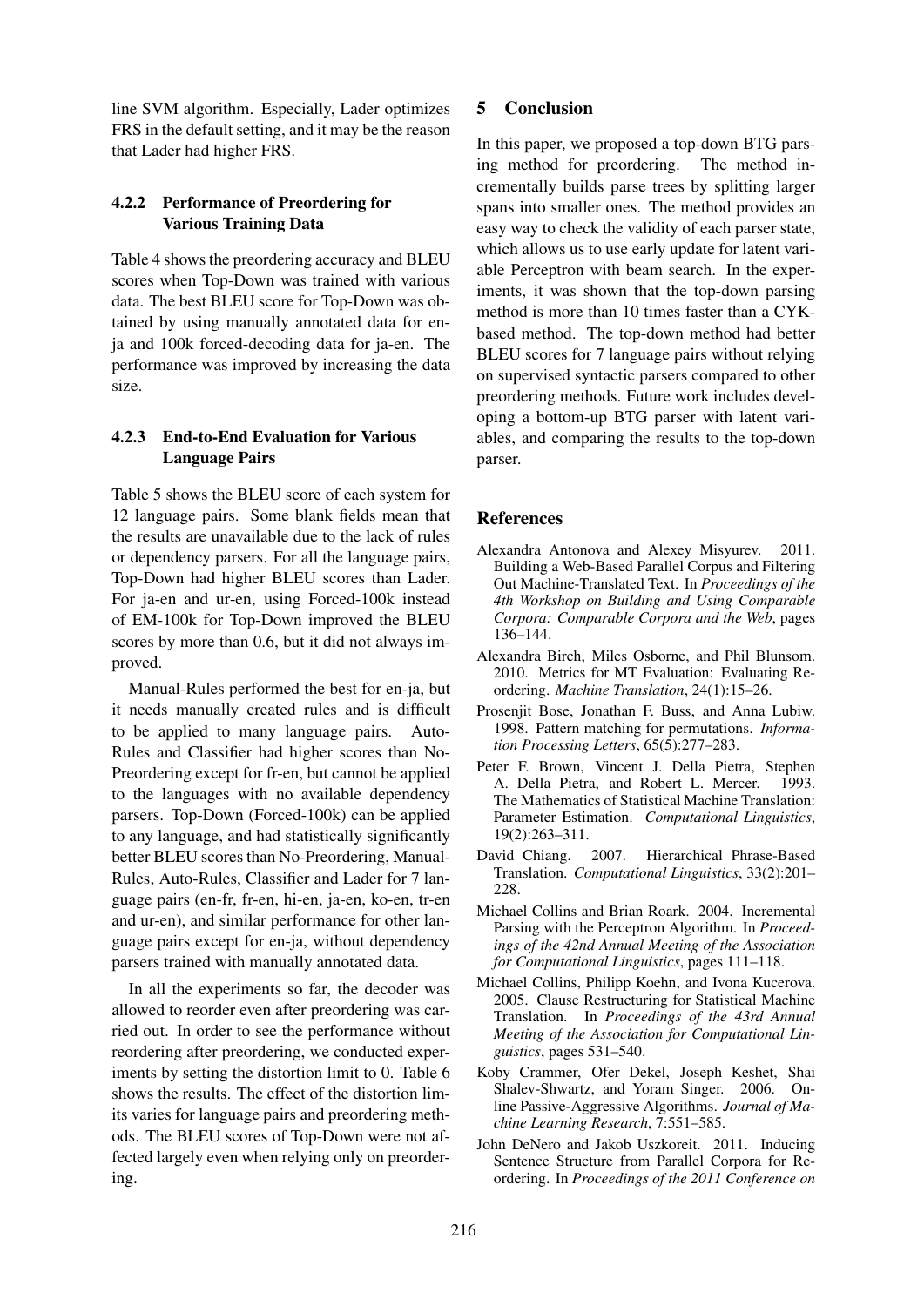line SVM algorithm. Especially, Lader optimizes FRS in the default setting, and it may be the reason that Lader had higher FRS.

#### 4.2.2 Performance of Preordering for Various Training Data

Table 4 shows the preordering accuracy and BLEU scores when Top-Down was trained with various data. The best BLEU score for Top-Down was obtained by using manually annotated data for en-ja and 100k forced-decoding data for ja-en. The performance was improved by increasing the data size.

#### 4.2.3 End-to-End Evaluation for Various Language Pairs

Table 5 shows the BLEU score of each system for 12 language pairs. Some blank fields mean that the results are unavailable due to the lack of rules or dependency parsers. For all the language pairs, Top-Down had higher BLEU scores than Lader. For ja-en and ur-en, using Forced-100k instead of EM-100k for Top-Down improved the BLEU scores by more than 0.6, but it did not always improved.

Manual-Rules performed the best for en-ja, but it needs manually created rules and is difficult to be applied to many language pairs. Auto-Rules and Classifier had higher scores than No-Preordering except for fr-en, but cannot be applied to the languages with no available dependency parsers. Top-Down (Forced-100k) can be applied to any language, and had statistically significantly better BLEU scores than No-Preordering, Manual-Rules, Auto-Rules, Classifier and Lader for 7 language pairs (en-fr, fr-en, hi-en, ja-en, ko-en, tr-en and ur-en), and similar performance for other language pairs except for en-ja, without dependency parsers trained with manually annotated data.

In all the experiments so far, the decoder was allowed to reorder even after preordering was carried out. In order to see the performance without reordering after preordering, we conducted experiments by setting the distortion limit to 0. Table 6 shows the results. The effect of the distortion limits varies for language pairs and preordering methods. The BLEU scores of Top-Down were not affected largely even when relying only on preordering.

## 5 Conclusion

In this paper, we proposed a top-down BTG parsing method for preordering. The method incrementally builds parse trees by splitting larger spans into smaller ones. The method provides an easy way to check the validity of each parser state, which allows us to use early update for latent variable Perceptron with beam search. In the experiments, it was shown that the top-down parsing method is more than 10 times faster than a CYK-based method. The top-down method had better BLEU scores for 7 language pairs without relying on supervised syntactic parsers compared to other preordering methods. Future work includes developing a bottom-up BTG parser with latent variables, and comparing the results to the top-down parser.

## References

Alexandra Antonova and Alexey Misyurev. 2011. Building a Web-Based Parallel Corpus and Filtering Out Machine-Translated Text. In *Proceedings of the 4th Workshop on Building and Using Comparable Corpora: Comparable Corpora and the Web*, pages 136–144.

Alexandra Birch, Miles Osborne, and Phil Blunsom. 2010. Metrics for MT Evaluation: Evaluating Reordering. *Machine Translation*, 24(1):15–26.

Prosenjit Bose, Jonathan F. Buss, and Anna Lubiw. 1998. Pattern matching for permutations. *Information Processing Letters*, 65(5):277–283.

Peter F. Brown, Vincent J. Della Pietra, Stephen A. Della Pietra, and Robert L. Mercer. 1993. The Mathematics of Statistical Machine Translation: Parameter Estimation. *Computational Linguistics*, 19(2):263–311.

David Chiang. 2007. Hierarchical Phrase-Based Translation. *Computational Linguistics*, 33(2):201–228.

Michael Collins and Brian Roark. 2004. Incremental Parsing with the Perceptron Algorithm. In *Proceedings of the 42nd Annual Meeting of the Association for Computational Linguistics*, pages 111–118.

Michael Collins, Philipp Koehn, and Ivona Kucerova. 2005. Clause Restructuring for Statistical Machine Translation. In *Proceedings of the 43rd Annual Meeting of the Association for Computational Linguistics*, pages 531–540.

Koby Crammer, Ofer Dekel, Joseph Keshet, Shai Shalev-Shwartz, and Yoram Singer. 2006. Online Passive-Aggressive Algorithms. *Journal of Machine Learning Research*, 7:551–585.

John DeNero and Jakob Uszkoreit. 2011. Inducing Sentence Structure from Parallel Corpora for Reordering. In *Proceedings of the 2011 Conference on*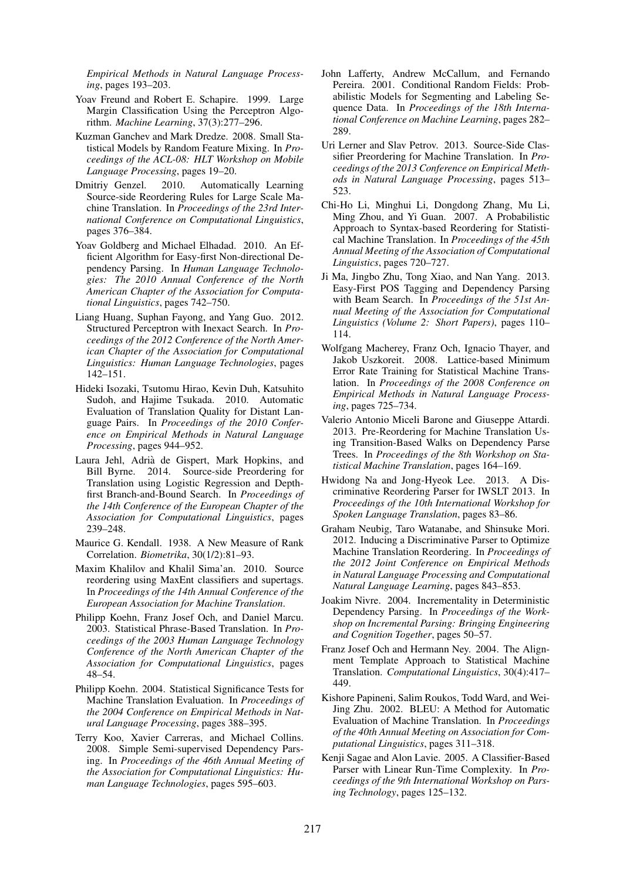*Empirical Methods in Natural Language Processing*, pages 193–203.

Yoav Freund and Robert E. Schapire. 1999. Large Margin Classification Using the Perceptron Algorithm. *Machine Learning*, 37(3):277–296.

Kuzman Ganchev and Mark Dredze. 2008. Small Statistical Models by Random Feature Mixing. In *Proceedings of the ACL-08: HLT Workshop on Mobile Language Processing*, pages 19–20.

Dmitriy Genzel. 2010. Automatically Learning Source-side Reordering Rules for Large Scale Machine Translation. In *Proceedings of the 23rd International Conference on Computational Linguistics*, pages 376–384.

Yoav Goldberg and Michael Elhadad. 2010. An Efficient Algorithm for Easy-first Non-directional Dependency Parsing. In *Human Language Technologies: The 2010 Annual Conference of the North American Chapter of the Association for Computational Linguistics*, pages 742–750.

Liang Huang, Suphan Fayong, and Yang Guo. 2012. Structured Perceptron with Inexact Search. In *Proceedings of the 2012 Conference of the North American Chapter of the Association for Computational Linguistics: Human Language Technologies*, pages 142–151.

Hideki Isozaki, Tsutomu Hirao, Kevin Duh, Katsuhito Sudoh, and Hajime Tsukada. 2010. Automatic Evaluation of Translation Quality for Distant Language Pairs. In *Proceedings of the 2010 Conference on Empirical Methods in Natural Language Processing*, pages 944–952.

Laura Jehl, Adrià de Gispert, Mark Hopkins, and Bill Byrne. 2014. Source-side Preordering for Translation using Logistic Regression and Depth-first Branch-and-Bound Search. In *Proceedings of the 14th Conference of the European Chapter of the Association for Computational Linguistics*, pages 239–248.

Maurice G. Kendall. 1938. A New Measure of Rank Correlation. *Biometrika*, 30(1/2):81–93.

Maxim Khalilov and Khalil Sima'an. 2010. Source reordering using MaxEnt classifiers and supertags. In *Proceedings of the 14th Annual Conference of the European Association for Machine Translation*.

Philipp Koehn, Franz Josef Och, and Daniel Marcu. 2003. Statistical Phrase-Based Translation. In *Proceedings of the 2003 Human Language Technology Conference of the North American Chapter of the Association for Computational Linguistics*, pages 48–54.

Philipp Koehn. 2004. Statistical Significance Tests for Machine Translation Evaluation. In *Proceedings of the 2004 Conference on Empirical Methods in Natural Language Processing*, pages 388–395.

Terry Koo, Xavier Carreras, and Michael Collins. 2008. Simple Semi-supervised Dependency Parsing. In *Proceedings of the 46th Annual Meeting of the Association for Computational Linguistics: Human Language Technologies*, pages 595–603.

John Lafferty, Andrew McCallum, and Fernando Pereira. 2001. Conditional Random Fields: Probabilistic Models for Segmenting and Labeling Sequence Data. In *Proceedings of the 18th International Conference on Machine Learning*, pages 282–289.

Uri Lerner and Slav Petrov. 2013. Source-Side Classifier Preordering for Machine Translation. In *Proceedings of the 2013 Conference on Empirical Methods in Natural Language Processing*, pages 513–523.

Chi-Ho Li, Minghui Li, Dongdong Zhang, Mu Li, Ming Zhou, and Yi Guan. 2007. A Probabilistic Approach to Syntax-based Reordering for Statistical Machine Translation. In *Proceedings of the 45th Annual Meeting of the Association of Computational Linguistics*, pages 720–727.

Ji Ma, Jingbo Zhu, Tong Xiao, and Nan Yang. 2013. Easy-First POS Tagging and Dependency Parsing with Beam Search. In *Proceedings of the 51st Annual Meeting of the Association for Computational Linguistics (Volume 2: Short Papers)*, pages 110–114.

Wolfgang Macherey, Franz Och, Ignacio Thayer, and Jakob Uszkoreit. 2008. Lattice-based Minimum Error Rate Training for Statistical Machine Translation. In *Proceedings of the 2008 Conference on Empirical Methods in Natural Language Processing*, pages 725–734.

Valerio Antonio Miceli Barone and Giuseppe Attardi. 2013. Pre-Reordering for Machine Translation Using Transition-Based Walks on Dependency Parse Trees. In *Proceedings of the 8th Workshop on Statistical Machine Translation*, pages 164–169.

Hwidong Na and Jong-Hyeok Lee. 2013. A Discriminative Reordering Parser for IWSLT 2013. In *Proceedings of the 10th International Workshop for Spoken Language Translation*, pages 83–86.

Graham Neubig, Taro Watanabe, and Shinsuke Mori. 2012. Inducing a Discriminative Parser to Optimize Machine Translation Reordering. In *Proceedings of the 2012 Joint Conference on Empirical Methods in Natural Language Processing and Computational Natural Language Learning*, pages 843–853.

Joakim Nivre. 2004. Incrementality in Deterministic Dependency Parsing. In *Proceedings of the Workshop on Incremental Parsing: Bringing Engineering and Cognition Together*, pages 50–57.

Franz Josef Och and Hermann Ney. 2004. The Alignment Template Approach to Statistical Machine Translation. *Computational Linguistics*, 30(4):417–449.

Kishore Papineni, Salim Roukos, Todd Ward, and Wei-Jing Zhu. 2002. BLEU: A Method for Automatic Evaluation of Machine Translation. In *Proceedings of the 40th Annual Meeting on Association for Computational Linguistics*, pages 311–318.

Kenji Sagae and Alon Lavie. 2005. A Classifier-Based Parser with Linear Run-Time Complexity. In *Proceedings of the 9th International Workshop on Parsing Technology*, pages 125–132.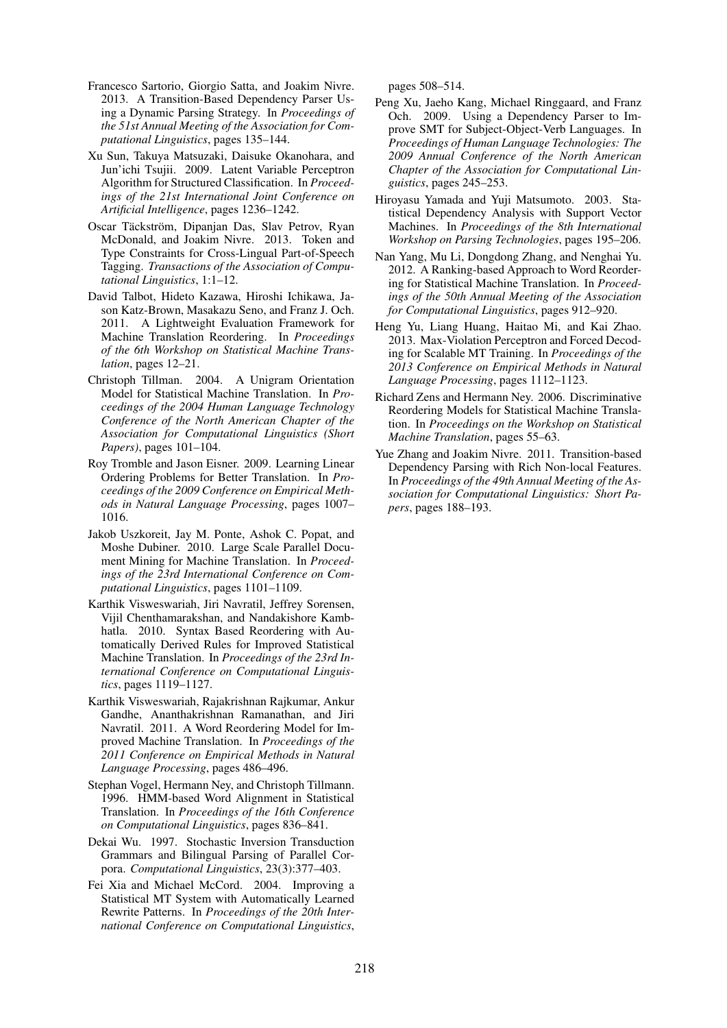Francesco Sartorio, Giorgio Satta, and Joakim Nivre. 2013. A Transition-Based Dependency Parser Using a Dynamic Parsing Strategy. In *Proceedings of the 51st Annual Meeting of the Association for Computational Linguistics*, pages 135–144.

Xu Sun, Takuya Matsuzaki, Daisuke Okanohara, and Jun'ichi Tsujii. 2009. Latent Variable Perceptron Algorithm for Structured Classification. In *Proceedings of the 21st International Joint Conference on Artificial Intelligence*, pages 1236–1242.

Oscar Täckström, Dipanjan Das, Slav Petrov, Ryan McDonald, and Joakim Nivre. 2013. Token and Type Constraints for Cross-Lingual Part-of-Speech Tagging. *Transactions of the Association of Computational Linguistics*, 1:1–12.

David Talbot, Hideto Kazawa, Hiroshi Ichikawa, Jason Katz-Brown, Masakazu Seno, and Franz J. Och. 2011. A Lightweight Evaluation Framework for Machine Translation Reordering. In *Proceedings of the 6th Workshop on Statistical Machine Translation*, pages 12–21.

Christoph Tillman. 2004. A Unigram Orientation Model for Statistical Machine Translation. In *Proceedings of the 2004 Human Language Technology Conference of the North American Chapter of the Association for Computational Linguistics (Short Papers)*, pages 101–104.

Roy Tromble and Jason Eisner. 2009. Learning Linear Ordering Problems for Better Translation. In *Proceedings of the 2009 Conference on Empirical Methods in Natural Language Processing*, pages 1007–1016.

Jakob Uszkoreit, Jay M. Ponte, Ashok C. Popat, and Moshe Dubiner. 2010. Large Scale Parallel Document Mining for Machine Translation. In *Proceedings of the 23rd International Conference on Computational Linguistics*, pages 1101–1109.

Karthik Visweswariah, Jiri Navratil, Jeffrey Sorensen, Vijil Chenthamarakshan, and Nandakishore Kambhatla. 2010. Syntax Based Reordering with Automatically Derived Rules for Improved Statistical Machine Translation. In *Proceedings of the 23rd International Conference on Computational Linguistics*, pages 1119–1127.

Karthik Visweswariah, Rajakrishnan Rajkumar, Ankur Gandhe, Ananthakrishnan Ramanathan, and Jiri Navratil. 2011. A Word Reordering Model for Improved Machine Translation. In *Proceedings of the 2011 Conference on Empirical Methods in Natural Language Processing*, pages 486–496.

Stephan Vogel, Hermann Ney, and Christoph Tillmann. 1996. HMM-based Word Alignment in Statistical Translation. In *Proceedings of the 16th Conference on Computational Linguistics*, pages 836–841.

Dekai Wu. 1997. Stochastic Inversion Transduction Grammars and Bilingual Parsing of Parallel Corpora. *Computational Linguistics*, 23(3):377–403.

Fei Xia and Michael McCord. 2004. Improving a Statistical MT System with Automatically Learned Rewrite Patterns. In *Proceedings of the 20th International Conference on Computational Linguistics*, pages 508–514.

Peng Xu, Jaeho Kang, Michael Ringgaard, and Franz Och. 2009. Using a Dependency Parser to Improve SMT for Subject-Object-Verb Languages. In *Proceedings of Human Language Technologies: The 2009 Annual Conference of the North American Chapter of the Association for Computational Linguistics*, pages 245–253.

Hiroyasu Yamada and Yuji Matsumoto. 2003. Statistical Dependency Analysis with Support Vector Machines. In *Proceedings of the 8th International Workshop on Parsing Technologies*, pages 195–206.

Nan Yang, Mu Li, Dongdong Zhang, and Nenghai Yu. 2012. A Ranking-based Approach to Word Reordering for Statistical Machine Translation. In *Proceedings of the 50th Annual Meeting of the Association for Computational Linguistics*, pages 912–920.

Heng Yu, Liang Huang, Haitao Mi, and Kai Zhao. 2013. Max-Violation Perceptron and Forced Decoding for Scalable MT Training. In *Proceedings of the 2013 Conference on Empirical Methods in Natural Language Processing*, pages 1112–1123.

Richard Zens and Hermann Ney. 2006. Discriminative Reordering Models for Statistical Machine Translation. In *Proceedings on the Workshop on Statistical Machine Translation*, pages 55–63.

Yue Zhang and Joakim Nivre. 2011. Transition-based Dependency Parsing with Rich Non-local Features. In *Proceedings of the 49th Annual Meeting of the Association for Computational Linguistics: Short Papers*, pages 188–193.